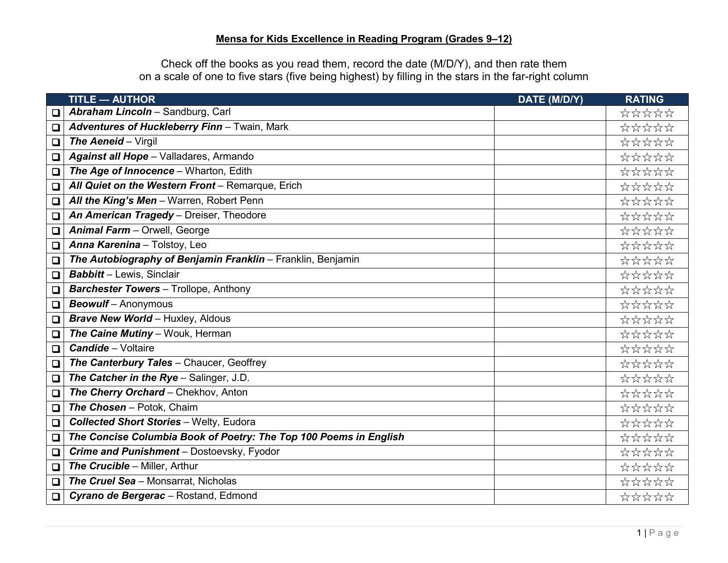# Mensa for Kids Excellence in Reading Program (Grades 9–12)

Check off the books as you read them, record the date (M/D/Y), and then rate them on a scale of one to five stars (five being highest) by filling in the stars in the far-right column

| | TITLE — AUTHOR | DATE (M/D/Y) | RATING |
|---|---|---|---|
| ❑ | ***Abraham Lincoln*** – Sandburg, Carl | | ☆☆☆☆☆ |
| ❑ | ***Adventures of Huckleberry Finn*** – Twain, Mark | | ☆☆☆☆☆ |
| ❑ | ***The Aeneid*** – Virgil | | ☆☆☆☆☆ |
| ❑ | ***Against all Hope*** – Valladares, Armando | | ☆☆☆☆☆ |
| ❑ | ***The Age of Innocence*** – Wharton, Edith | | ☆☆☆☆☆ |
| ❑ | ***All Quiet on the Western Front*** – Remarque, Erich | | ☆☆☆☆☆ |
| ❑ | ***All the King's Men*** – Warren, Robert Penn | | ☆☆☆☆☆ |
| ❑ | ***An American Tragedy*** – Dreiser, Theodore | | ☆☆☆☆☆ |
| ❑ | ***Animal Farm*** – Orwell, George | | ☆☆☆☆☆ |
| ❑ | ***Anna Karenina*** – Tolstoy, Leo | | ☆☆☆☆☆ |
| ❑ | ***The Autobiography of Benjamin Franklin*** – Franklin, Benjamin | | ☆☆☆☆☆ |
| ❑ | ***Babbitt*** – Lewis, Sinclair | | ☆☆☆☆☆ |
| ❑ | ***Barchester Towers*** – Trollope, Anthony | | ☆☆☆☆☆ |
| ❑ | ***Beowulf*** – Anonymous | | ☆☆☆☆☆ |
| ❑ | ***Brave New World*** – Huxley, Aldous | | ☆☆☆☆☆ |
| ❑ | ***The Caine Mutiny*** – Wouk, Herman | | ☆☆☆☆☆ |
| ❑ | ***Candide*** – Voltaire | | ☆☆☆☆☆ |
| ❑ | ***The Canterbury Tales*** – Chaucer, Geoffrey | | ☆☆☆☆☆ |
| ❑ | ***The Catcher in the Rye*** – Salinger, J.D. | | ☆☆☆☆☆ |
| ❑ | ***The Cherry Orchard*** – Chekhov, Anton | | ☆☆☆☆☆ |
| ❑ | ***The Chosen*** – Potok, Chaim | | ☆☆☆☆☆ |
| ❑ | ***Collected Short Stories*** – Welty, Eudora | | ☆☆☆☆☆ |
| ❑ | ***The Concise Columbia Book of Poetry: The Top 100 Poems in English*** | | ☆☆☆☆☆ |
| ❑ | ***Crime and Punishment*** – Dostoevsky, Fyodor | | ☆☆☆☆☆ |
| ❑ | ***The Crucible*** – Miller, Arthur | | ☆☆☆☆☆ |
| ❑ | ***The Cruel Sea*** – Monsarrat, Nicholas | | ☆☆☆☆☆ |
| ❑ | ***Cyrano de Bergerac*** – Rostand, Edmond | | ☆☆☆☆☆ |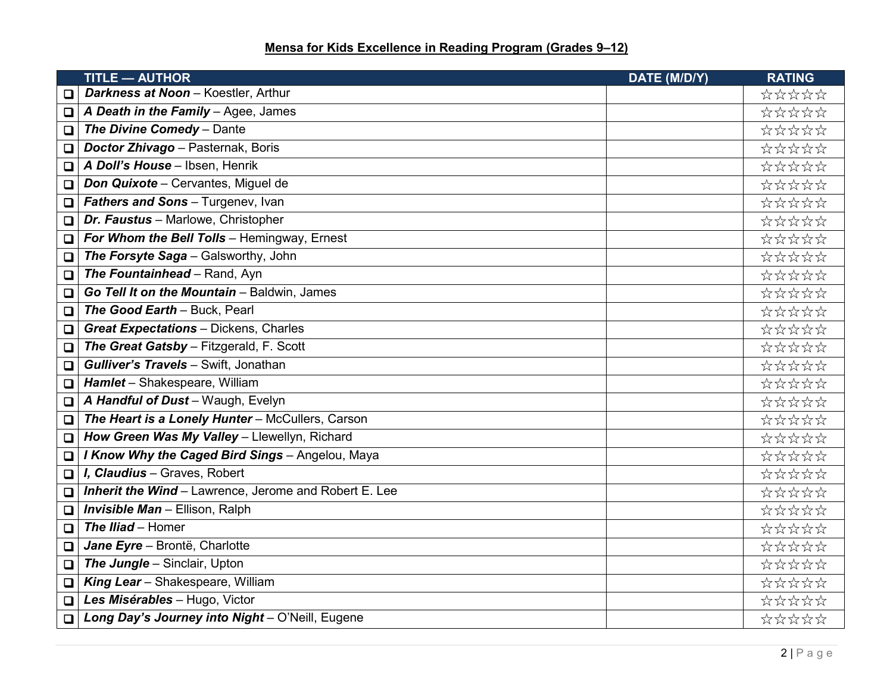**Mensa for Kids Excellence in Reading Program (Grades 9–12)**

| | TITLE — AUTHOR | DATE (M/D/Y) | RATING |
|---|---|---|---|
| ❑ | ***Darkness at Noon*** – Koestler, Arthur | | ☆☆☆☆☆ |
| ❑ | ***A Death in the Family*** – Agee, James | | ☆☆☆☆☆ |
| ❑ | ***The Divine Comedy*** – Dante | | ☆☆☆☆☆ |
| ❑ | ***Doctor Zhivago*** – Pasternak, Boris | | ☆☆☆☆☆ |
| ❑ | ***A Doll's House*** – Ibsen, Henrik | | ☆☆☆☆☆ |
| ❑ | ***Don Quixote*** – Cervantes, Miguel de | | ☆☆☆☆☆ |
| ❑ | ***Fathers and Sons*** – Turgenev, Ivan | | ☆☆☆☆☆ |
| ❑ | ***Dr. Faustus*** – Marlowe, Christopher | | ☆☆☆☆☆ |
| ❑ | ***For Whom the Bell Tolls*** – Hemingway, Ernest | | ☆☆☆☆☆ |
| ❑ | ***The Forsyte Saga*** – Galsworthy, John | | ☆☆☆☆☆ |
| ❑ | ***The Fountainhead*** – Rand, Ayn | | ☆☆☆☆☆ |
| ❑ | ***Go Tell It on the Mountain*** – Baldwin, James | | ☆☆☆☆☆ |
| ❑ | ***The Good Earth*** – Buck, Pearl | | ☆☆☆☆☆ |
| ❑ | ***Great Expectations*** – Dickens, Charles | | ☆☆☆☆☆ |
| ❑ | ***The Great Gatsby*** – Fitzgerald, F. Scott | | ☆☆☆☆☆ |
| ❑ | ***Gulliver's Travels*** – Swift, Jonathan | | ☆☆☆☆☆ |
| ❑ | ***Hamlet*** – Shakespeare, William | | ☆☆☆☆☆ |
| ❑ | ***A Handful of Dust*** – Waugh, Evelyn | | ☆☆☆☆☆ |
| ❑ | ***The Heart is a Lonely Hunter*** – McCullers, Carson | | ☆☆☆☆☆ |
| ❑ | ***How Green Was My Valley*** – Llewellyn, Richard | | ☆☆☆☆☆ |
| ❑ | ***I Know Why the Caged Bird Sings*** – Angelou, Maya | | ☆☆☆☆☆ |
| ❑ | ***I, Claudius*** – Graves, Robert | | ☆☆☆☆☆ |
| ❑ | ***Inherit the Wind*** – Lawrence, Jerome and Robert E. Lee | | ☆☆☆☆☆ |
| ❑ | ***Invisible Man*** – Ellison, Ralph | | ☆☆☆☆☆ |
| ❑ | ***The Iliad*** – Homer | | ☆☆☆☆☆ |
| ❑ | ***Jane Eyre*** – Brontë, Charlotte | | ☆☆☆☆☆ |
| ❑ | ***The Jungle*** – Sinclair, Upton | | ☆☆☆☆☆ |
| ❑ | ***King Lear*** – Shakespeare, William | | ☆☆☆☆☆ |
| ❑ | ***Les Misérables*** – Hugo, Victor | | ☆☆☆☆☆ |
| ❑ | ***Long Day's Journey into Night*** – O'Neill, Eugene | | ☆☆☆☆☆ |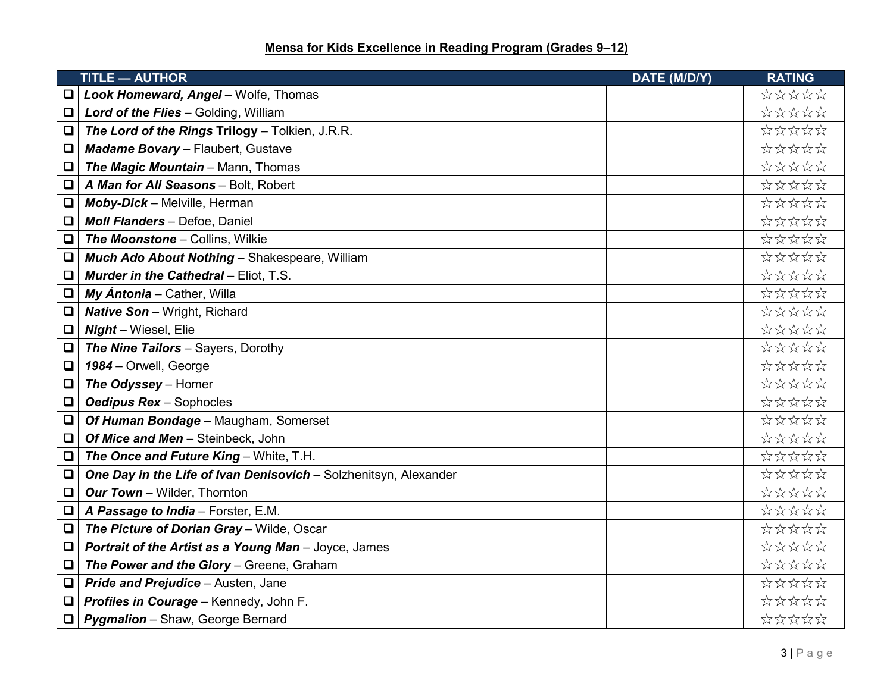## Mensa for Kids Excellence in Reading Program (Grades 9–12)

| | TITLE — AUTHOR | DATE (M/D/Y) | RATING |
|---|---|---|---|
| ❑ | ***Look Homeward, Angel*** – Wolfe, Thomas | | ☆☆☆☆☆ |
| ❑ | ***Lord of the Flies*** – Golding, William | | ☆☆☆☆☆ |
| ❑ | ***The Lord of the Rings* Trilogy** – Tolkien, J.R.R. | | ☆☆☆☆☆ |
| ❑ | ***Madame Bovary*** – Flaubert, Gustave | | ☆☆☆☆☆ |
| ❑ | ***The Magic Mountain*** – Mann, Thomas | | ☆☆☆☆☆ |
| ❑ | ***A Man for All Seasons*** – Bolt, Robert | | ☆☆☆☆☆ |
| ❑ | ***Moby-Dick*** – Melville, Herman | | ☆☆☆☆☆ |
| ❑ | ***Moll Flanders*** – Defoe, Daniel | | ☆☆☆☆☆ |
| ❑ | ***The Moonstone*** – Collins, Wilkie | | ☆☆☆☆☆ |
| ❑ | ***Much Ado About Nothing*** – Shakespeare, William | | ☆☆☆☆☆ |
| ❑ | ***Murder in the Cathedral*** – Eliot, T.S. | | ☆☆☆☆☆ |
| ❑ | ***My Ántonia*** – Cather, Willa | | ☆☆☆☆☆ |
| ❑ | ***Native Son*** – Wright, Richard | | ☆☆☆☆☆ |
| ❑ | ***Night*** – Wiesel, Elie | | ☆☆☆☆☆ |
| ❑ | ***The Nine Tailors*** – Sayers, Dorothy | | ☆☆☆☆☆ |
| ❑ | ***1984*** – Orwell, George | | ☆☆☆☆☆ |
| ❑ | ***The Odyssey*** – Homer | | ☆☆☆☆☆ |
| ❑ | ***Oedipus Rex*** – Sophocles | | ☆☆☆☆☆ |
| ❑ | ***Of Human Bondage*** – Maugham, Somerset | | ☆☆☆☆☆ |
| ❑ | ***Of Mice and Men*** – Steinbeck, John | | ☆☆☆☆☆ |
| ❑ | ***The Once and Future King*** – White, T.H. | | ☆☆☆☆☆ |
| ❑ | ***One Day in the Life of Ivan Denisovich*** – Solzhenitsyn, Alexander | | ☆☆☆☆☆ |
| ❑ | ***Our Town*** – Wilder, Thornton | | ☆☆☆☆☆ |
| ❑ | ***A Passage to India*** – Forster, E.M. | | ☆☆☆☆☆ |
| ❑ | ***The Picture of Dorian Gray*** – Wilde, Oscar | | ☆☆☆☆☆ |
| ❑ | ***Portrait of the Artist as a Young Man*** – Joyce, James | | ☆☆☆☆☆ |
| ❑ | ***The Power and the Glory*** – Greene, Graham | | ☆☆☆☆☆ |
| ❑ | ***Pride and Prejudice*** – Austen, Jane | | ☆☆☆☆☆ |
| ❑ | ***Profiles in Courage*** – Kennedy, John F. | | ☆☆☆☆☆ |
| ❑ | ***Pygmalion*** – Shaw, George Bernard | | ☆☆☆☆☆ |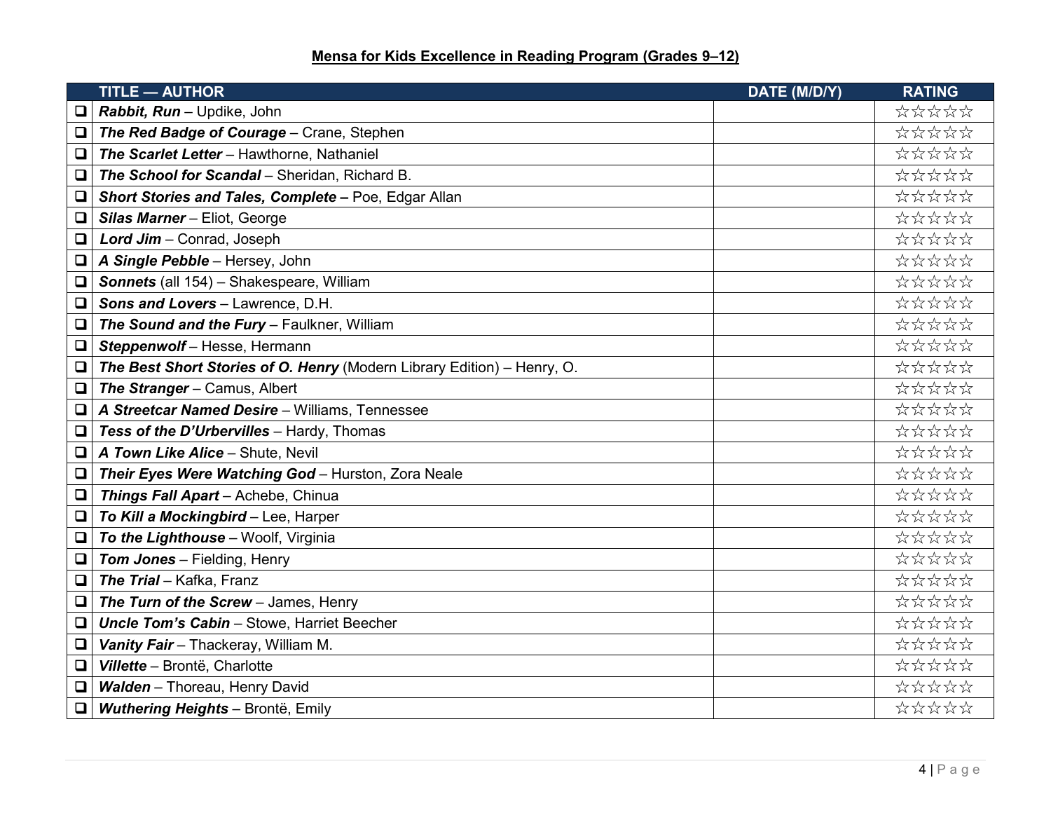## Mensa for Kids Excellence in Reading Program (Grades 9–12)

| | TITLE — AUTHOR | DATE (M/D/Y) | RATING |
|---|---|---|---|
| ❑ | ***Rabbit, Run*** – Updike, John | | ☆☆☆☆☆ |
| ❑ | ***The Red Badge of Courage*** – Crane, Stephen | | ☆☆☆☆☆ |
| ❑ | ***The Scarlet Letter*** – Hawthorne, Nathaniel | | ☆☆☆☆☆ |
| ❑ | ***The School for Scandal*** – Sheridan, Richard B. | | ☆☆☆☆☆ |
| ❑ | ***Short Stories and Tales, Complete –*** Poe, Edgar Allan | | ☆☆☆☆☆ |
| ❑ | ***Silas Marner*** – Eliot, George | | ☆☆☆☆☆ |
| ❑ | ***Lord Jim*** – Conrad, Joseph | | ☆☆☆☆☆ |
| ❑ | ***A Single Pebble*** – Hersey, John | | ☆☆☆☆☆ |
| ❑ | ***Sonnets*** (all 154) – Shakespeare, William | | ☆☆☆☆☆ |
| ❑ | ***Sons and Lovers*** – Lawrence, D.H. | | ☆☆☆☆☆ |
| ❑ | ***The Sound and the Fury*** – Faulkner, William | | ☆☆☆☆☆ |
| ❑ | ***Steppenwolf*** – Hesse, Hermann | | ☆☆☆☆☆ |
| ❑ | ***The Best Short Stories of O. Henry*** (Modern Library Edition) – Henry, O. | | ☆☆☆☆☆ |
| ❑ | ***The Stranger*** – Camus, Albert | | ☆☆☆☆☆ |
| ❑ | ***A Streetcar Named Desire*** – Williams, Tennessee | | ☆☆☆☆☆ |
| ❑ | ***Tess of the D'Urbervilles*** – Hardy, Thomas | | ☆☆☆☆☆ |
| ❑ | ***A Town Like Alice*** – Shute, Nevil | | ☆☆☆☆☆ |
| ❑ | ***Their Eyes Were Watching God*** – Hurston, Zora Neale | | ☆☆☆☆☆ |
| ❑ | ***Things Fall Apart*** – Achebe, Chinua | | ☆☆☆☆☆ |
| ❑ | ***To Kill a Mockingbird*** – Lee, Harper | | ☆☆☆☆☆ |
| ❑ | ***To the Lighthouse*** – Woolf, Virginia | | ☆☆☆☆☆ |
| ❑ | ***Tom Jones*** – Fielding, Henry | | ☆☆☆☆☆ |
| ❑ | ***The Trial*** – Kafka, Franz | | ☆☆☆☆☆ |
| ❑ | ***The Turn of the Screw*** – James, Henry | | ☆☆☆☆☆ |
| ❑ | ***Uncle Tom's Cabin*** – Stowe, Harriet Beecher | | ☆☆☆☆☆ |
| ❑ | ***Vanity Fair*** – Thackeray, William M. | | ☆☆☆☆☆ |
| ❑ | ***Villette*** – Brontë, Charlotte | | ☆☆☆☆☆ |
| ❑ | ***Walden*** – Thoreau, Henry David | | ☆☆☆☆☆ |
| ❑ | ***Wuthering Heights*** – Brontë, Emily | | ☆☆☆☆☆ |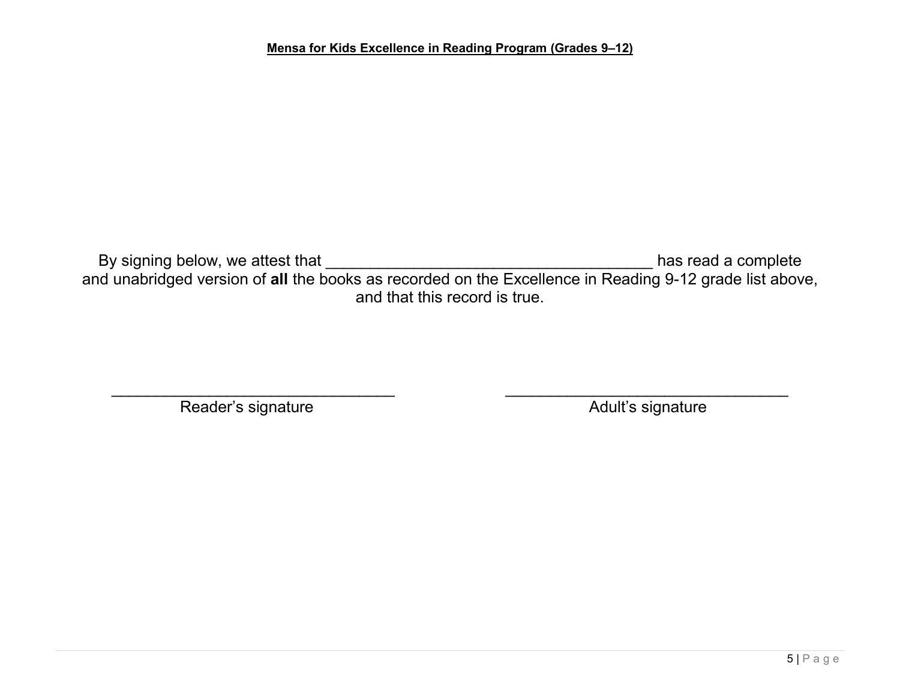By signing below, we attest that ______________________________________ has read a complete and unabridged version of **all** the books as recorded on the Excellence in Reading 9-12 grade list above, and that this record is true.

_________________________________
Reader's signature

_________________________________
Adult's signature